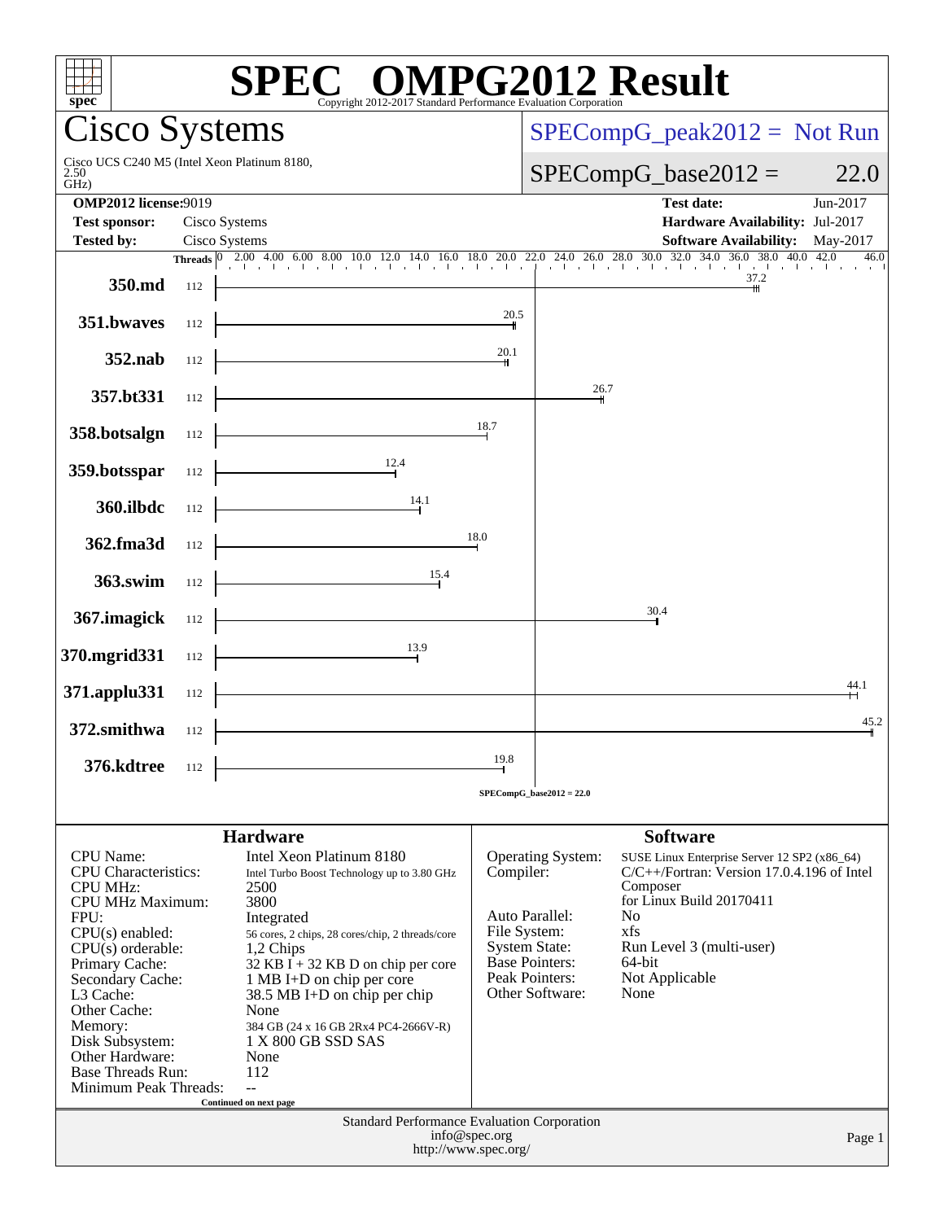# SPEC® OMPG2012 Result

Copyright 2012-2017 Standard Performance Evaluation Corporation

## Cisco Systems

Cisco UCS C240 M5 (Intel Xeon Platinum 8180, 2.50 GHz)

SPECompG_peak2012 = Not Run

SPECompG_base2012 = 22.0

| | | | |
|---|---|---|---|
| **OMP2012 license:** | 9019 | **Test date:** | Jun-2017 |
| **Test sponsor:** | Cisco Systems | **Hardware Availability:** | Jul-2017 |
| **Tested by:** | Cisco Systems | **Software Availability:** | May-2017 |

| Benchmark | Threads | Base Ratio |
|---|---|---|
| 350.md | 112 | 37.2 |
| 351.bwaves | 112 | 20.5 |
| 352.nab | 112 | 20.1 |
| 357.bt331 | 112 | 26.7 |
| 358.botsalgn | 112 | 18.7 |
| 359.botsspar | 112 | 12.4 |
| 360.ilbdc | 112 | 14.1 |
| 362.fma3d | 112 | 18.0 |
| 363.swim | 112 | 15.4 |
| 367.imagick | 112 | 30.4 |
| 370.mgrid331 | 112 | 13.9 |
| 371.applu331 | 112 | 44.1 |
| 372.smithwa | 112 | 45.2 |
| 376.kdtree | 112 | 19.8 |

SPECompG_base2012 = 22.0

### Hardware

| | |
|---|---|
| CPU Name: | Intel Xeon Platinum 8180 |
| CPU Characteristics: | Intel Turbo Boost Technology up to 3.80 GHz |
| CPU MHz: | 2500 |
| CPU MHz Maximum: | 3800 |
| FPU: | Integrated |
| CPU(s) enabled: | 56 cores, 2 chips, 28 cores/chip, 2 threads/core |
| CPU(s) orderable: | 1,2 Chips |
| Primary Cache: | 32 KB I + 32 KB D on chip per core |
| Secondary Cache: | 1 MB I+D on chip per core |
| L3 Cache: | 38.5 MB I+D on chip per chip |
| Other Cache: | None |
| Memory: | 384 GB (24 x 16 GB 2Rx4 PC4-2666V-R) |
| Disk Subsystem: | 1 X 800 GB SSD SAS |
| Other Hardware: | None |
| Base Threads Run: | 112 |
| Minimum Peak Threads: | -- |

Continued on next page

### Software

| | |
|---|---|
| Operating System: | SUSE Linux Enterprise Server 12 SP2 (x86_64) |
| Compiler: | C/C++/Fortran: Version 17.0.4.196 of Intel Composer for Linux Build 20170411 |
| Auto Parallel: | No |
| File System: | xfs |
| System State: | Run Level 3 (multi-user) |
| Base Pointers: | 64-bit |
| Peak Pointers: | Not Applicable |
| Other Software: | None |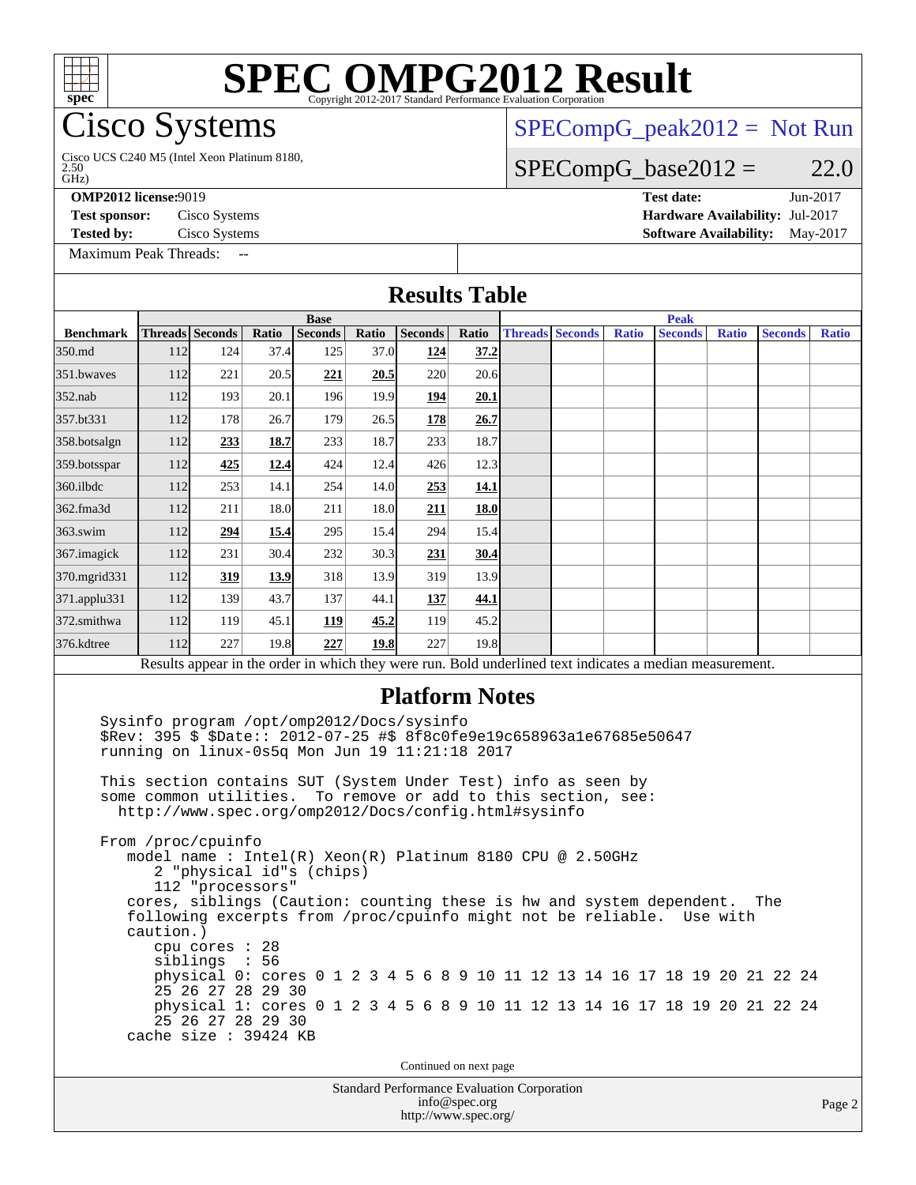# SPEC OMPG2012 Result

Copyright 2012-2017 Standard Performance Evaluation Corporation

## Cisco Systems

Cisco UCS C240 M5 (Intel Xeon Platinum 8180, 2.50 GHz)

SPECompG_peak2012 = Not Run

SPECompG_base2012 = 22.0

**OMP2012 license:** 9019
**Test sponsor:** Cisco Systems
**Tested by:** Cisco Systems
Maximum Peak Threads: --

**Test date:** Jun-2017
**Hardware Availability:** Jul-2017
**Software Availability:** May-2017

## Results Table

| | Base | | | | | | | Peak | | | | | | |
|---|---|---|---|---|---|---|---|---|---|---|---|---|---|---|
| **Benchmark** | **Threads** | **Seconds** | **Ratio** | **Seconds** | **Ratio** | **Seconds** | **Ratio** | **Threads** | **Seconds** | **Ratio** | **Seconds** | **Ratio** | **Seconds** | **Ratio** |
| 350.md | 112 | 124 | 37.4 | 125 | 37.0 | **124** | **37.2** | | | | | | | |
| 351.bwaves | 112 | 221 | 20.5 | **221** | **20.5** | 220 | 20.6 | | | | | | | |
| 352.nab | 112 | 193 | 20.1 | 196 | 19.9 | **194** | **20.1** | | | | | | | |
| 357.bt331 | 112 | 178 | 26.7 | 179 | 26.5 | **178** | **26.7** | | | | | | | |
| 358.botsalgn | 112 | **233** | **18.7** | 233 | 18.7 | 233 | 18.7 | | | | | | | |
| 359.botsspar | 112 | **425** | **12.4** | 424 | 12.4 | 426 | 12.3 | | | | | | | |
| 360.ilbdc | 112 | 253 | 14.1 | 254 | 14.0 | **253** | **14.1** | | | | | | | |
| 362.fma3d | 112 | 211 | 18.0 | 211 | 18.0 | **211** | **18.0** | | | | | | | |
| 363.swim | 112 | **294** | **15.4** | 295 | 15.4 | 294 | 15.4 | | | | | | | |
| 367.imagick | 112 | 231 | 30.4 | 232 | 30.3 | **231** | **30.4** | | | | | | | |
| 370.mgrid331 | 112 | **319** | **13.9** | 318 | 13.9 | 319 | 13.9 | | | | | | | |
| 371.applu331 | 112 | 139 | 43.7 | 137 | 44.1 | **137** | **44.1** | | | | | | | |
| 372.smithwa | 112 | 119 | 45.1 | **119** | **45.2** | 119 | 45.2 | | | | | | | |
| 376.kdtree | 112 | 227 | 19.8 | **227** | **19.8** | 227 | 19.8 | | | | | | | |

Results appear in the order in which they were run. Bold underlined text indicates a median measurement.

## Platform Notes

```
Sysinfo program /opt/omp2012/Docs/sysinfo
$Rev: 395 $ $Date:: 2012-07-25 #$ 8f8c0fe9e19c658963a1e67685e50647
running on linux-0s5q Mon Jun 19 11:21:18 2017

This section contains SUT (System Under Test) info as seen by
some common utilities.  To remove or add to this section, see:
  http://www.spec.org/omp2012/Docs/config.html#sysinfo

From /proc/cpuinfo
   model name : Intel(R) Xeon(R) Platinum 8180 CPU @ 2.50GHz
      2 "physical id"s (chips)
      112 "processors"
   cores, siblings (Caution: counting these is hw and system dependent.  The
   following excerpts from /proc/cpuinfo might not be reliable.  Use with
   caution.)
      cpu cores : 28
      siblings  : 56
      physical 0: cores 0 1 2 3 4 5 6 8 9 10 11 12 13 14 16 17 18 19 20 21 22 24
      25 26 27 28 29 30
      physical 1: cores 0 1 2 3 4 5 6 8 9 10 11 12 13 14 16 17 18 19 20 21 22 24
      25 26 27 28 29 30
   cache size : 39424 KB
```

Continued on next page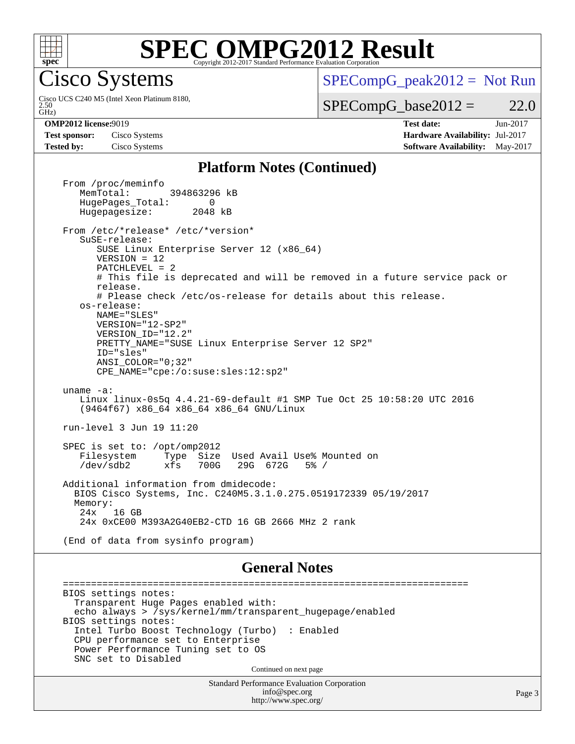## Platform Notes (Continued)

```
From /proc/meminfo
   MemTotal:       394863296 kB
   HugePages_Total:       0
   Hugepagesize:       2048 kB

From /etc/*release* /etc/*version*
   SuSE-release:
      SUSE Linux Enterprise Server 12 (x86_64)
      VERSION = 12
      PATCHLEVEL = 2
      # This file is deprecated and will be removed in a future service pack or
      release.
      # Please check /etc/os-release for details about this release.
   os-release:
      NAME="SLES"
      VERSION="12-SP2"
      VERSION_ID="12.2"
      PRETTY_NAME="SUSE Linux Enterprise Server 12 SP2"
      ID="sles"
      ANSI_COLOR="0;32"
      CPE_NAME="cpe:/o:suse:sles:12:sp2"

uname -a:
   Linux linux-0s5q 4.4.21-69-default #1 SMP Tue Oct 25 10:58:20 UTC 2016
   (9464f67) x86_64 x86_64 x86_64 GNU/Linux

run-level 3 Jun 19 11:20

SPEC is set to: /opt/omp2012
   Filesystem     Type  Size  Used Avail Use% Mounted on
   /dev/sdb2      xfs   700G   29G  672G   5% /

Additional information from dmidecode:
  BIOS Cisco Systems, Inc. C240M5.3.1.0.275.0519172339 05/19/2017
  Memory:
   24x   16 GB
   24x 0xCE00 M393A2G40EB2-CTD 16 GB 2666 MHz 2 rank

(End of data from sysinfo program)
```

## General Notes

```
========================================================================
BIOS settings notes:
  Transparent Huge Pages enabled with:
  echo always > /sys/kernel/mm/transparent_hugepage/enabled
BIOS settings notes:
  Intel Turbo Boost Technology (Turbo)  : Enabled
  CPU performance set to Enterprise
  Power Performance Tuning set to OS
  SNC set to Disabled
```

Continued on next page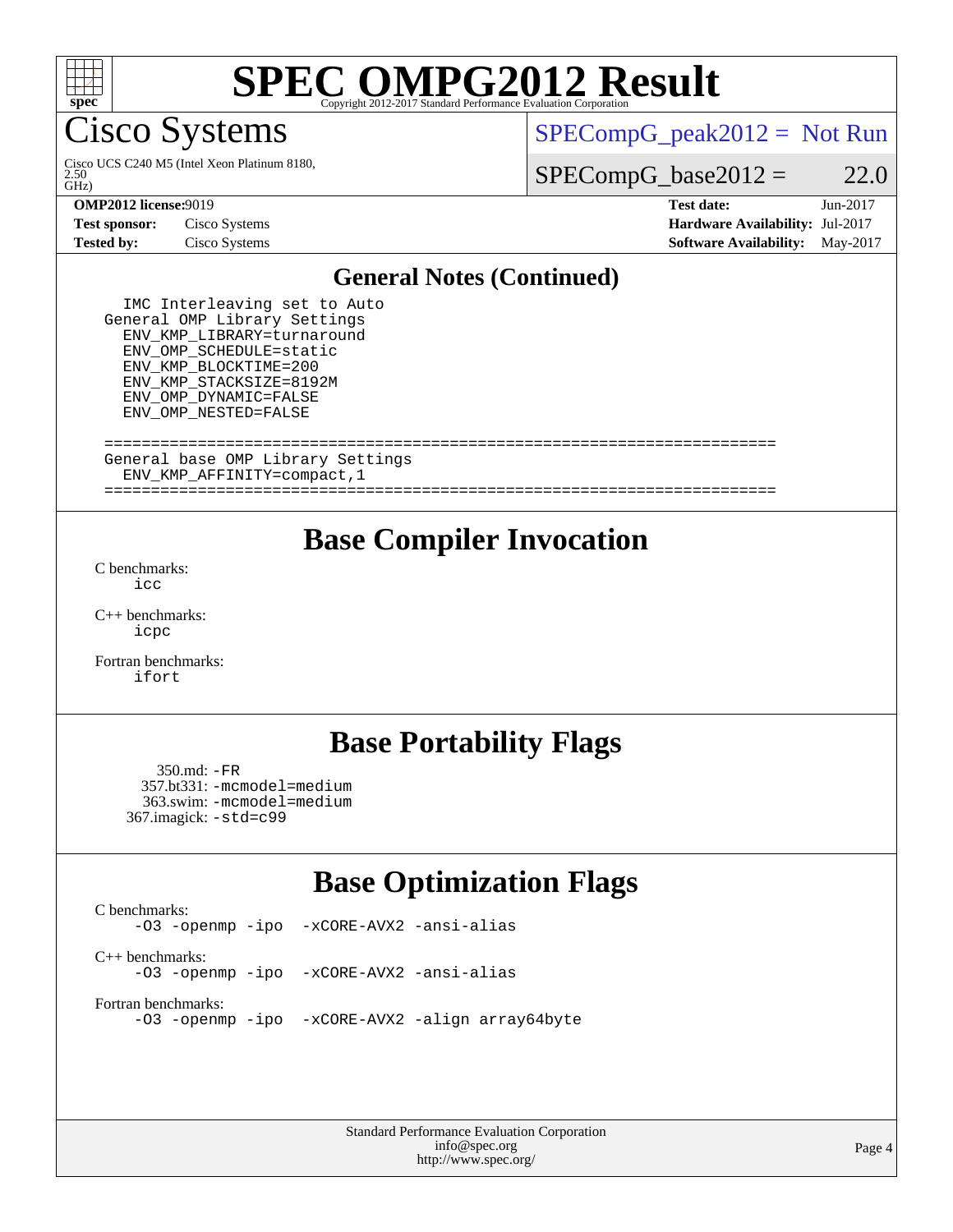## General Notes (Continued)

```
  IMC Interleaving set to Auto
General OMP Library Settings
  ENV_KMP_LIBRARY=turnaround
  ENV_OMP_SCHEDULE=static
  ENV_KMP_BLOCKTIME=200
  ENV_KMP_STACKSIZE=8192M
  ENV_OMP_DYNAMIC=FALSE
  ENV_OMP_NESTED=FALSE

=====================================================================
General base OMP Library Settings
  ENV_KMP_AFFINITY=compact,1
=====================================================================
```

## Base Compiler Invocation

C benchmarks:
`icc`

C++ benchmarks:
`icpc`

Fortran benchmarks:
`ifort`

## Base Portability Flags

350.md: `-FR`
357.bt331: `-mcmodel=medium`
363.swim: `-mcmodel=medium`
367.imagick: `-std=c99`

## Base Optimization Flags

C benchmarks:
`-O3 -openmp -ipo -xCORE-AVX2 -ansi-alias`

C++ benchmarks:
`-O3 -openmp -ipo -xCORE-AVX2 -ansi-alias`

Fortran benchmarks:
`-O3 -openmp -ipo -xCORE-AVX2 -align array64byte`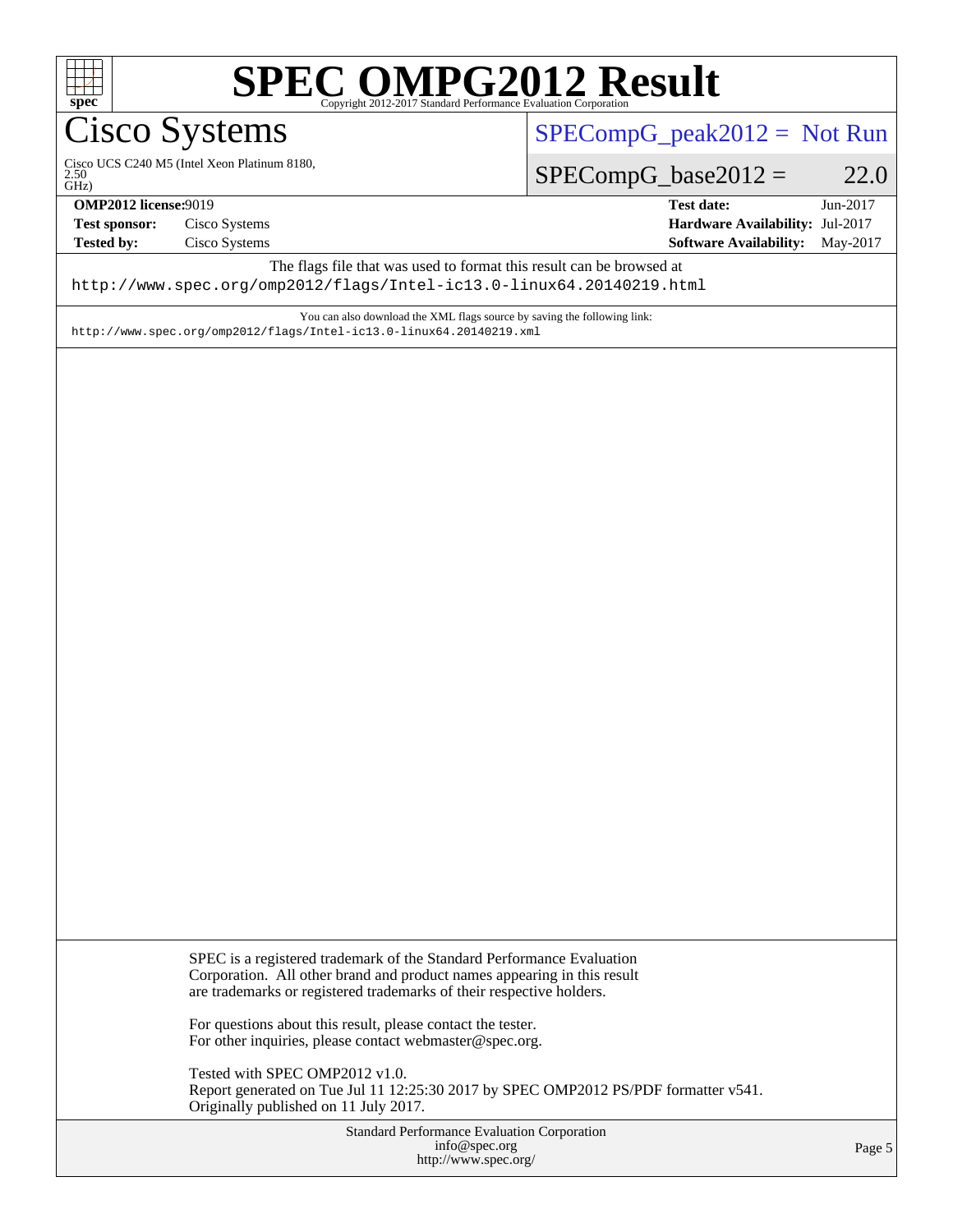The flags file that was used to format this result can be browsed at
http://www.spec.org/omp2012/flags/Intel-ic13.0-linux64.20140219.html

You can also download the XML flags source by saving the following link:
http://www.spec.org/omp2012/flags/Intel-ic13.0-linux64.20140219.xml

SPEC is a registered trademark of the Standard Performance Evaluation Corporation. All other brand and product names appearing in this result are trademarks or registered trademarks of their respective holders.

For questions about this result, please contact the tester.
For other inquiries, please contact webmaster@spec.org.

Tested with SPEC OMP2012 v1.0.
Report generated on Tue Jul 11 12:25:30 2017 by SPEC OMP2012 PS/PDF formatter v541.
Originally published on 11 July 2017.